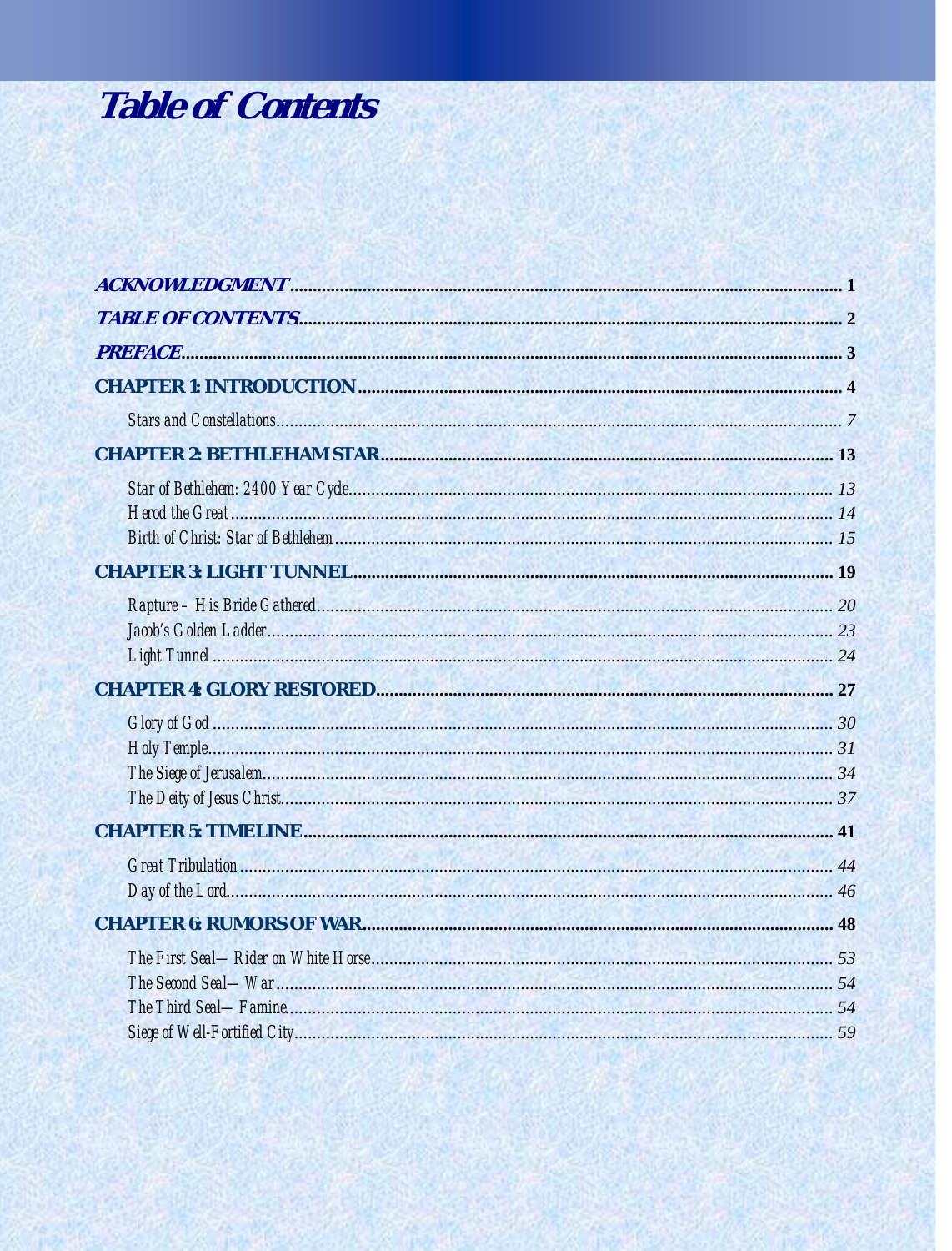# Table of Contents

***ACKNOWLEDGMENT*** ........ **1**

***TABLE OF CONTENTS*** ........ **2**

***PREFACE*** ........ **3**

**CHAPTER 1: INTRODUCTION** ........ **4**

- *Stars and Constellations* ........ *7*

**CHAPTER 2: BETHLEHAM STAR** ........ **13**

- *Star of Bethlehem: 2400 Year Cycle* ........ *13*
- *Herod the Great* ........ *14*
- *Birth of Christ: Star of Bethlehem* ........ *15*

**CHAPTER 3: LIGHT TUNNEL** ........ **19**

- *Rapture – His Bride Gathered* ........ *20*
- *Jacob's Golden Ladder* ........ *23*
- *Light Tunnel* ........ *24*

**CHAPTER 4: GLORY RESTORED** ........ **27**

- *Glory of God* ........ *30*
- *Holy Temple* ........ *31*
- *The Siege of Jerusalem* ........ *34*
- *The Deity of Jesus Christ* ........ *37*

**CHAPTER 5: TIMELINE** ........ **41**

- *Great Tribulation* ........ *44*
- *Day of the Lord* ........ *46*

**CHAPTER 6: RUMORS OF WAR** ........ **48**

- *The First Seal—Rider on White Horse* ........ *53*
- *The Second Seal—War* ........ *54*
- *The Third Seal—Famine* ........ *54*
- *Siege of Well-Fortified City* ........ *59*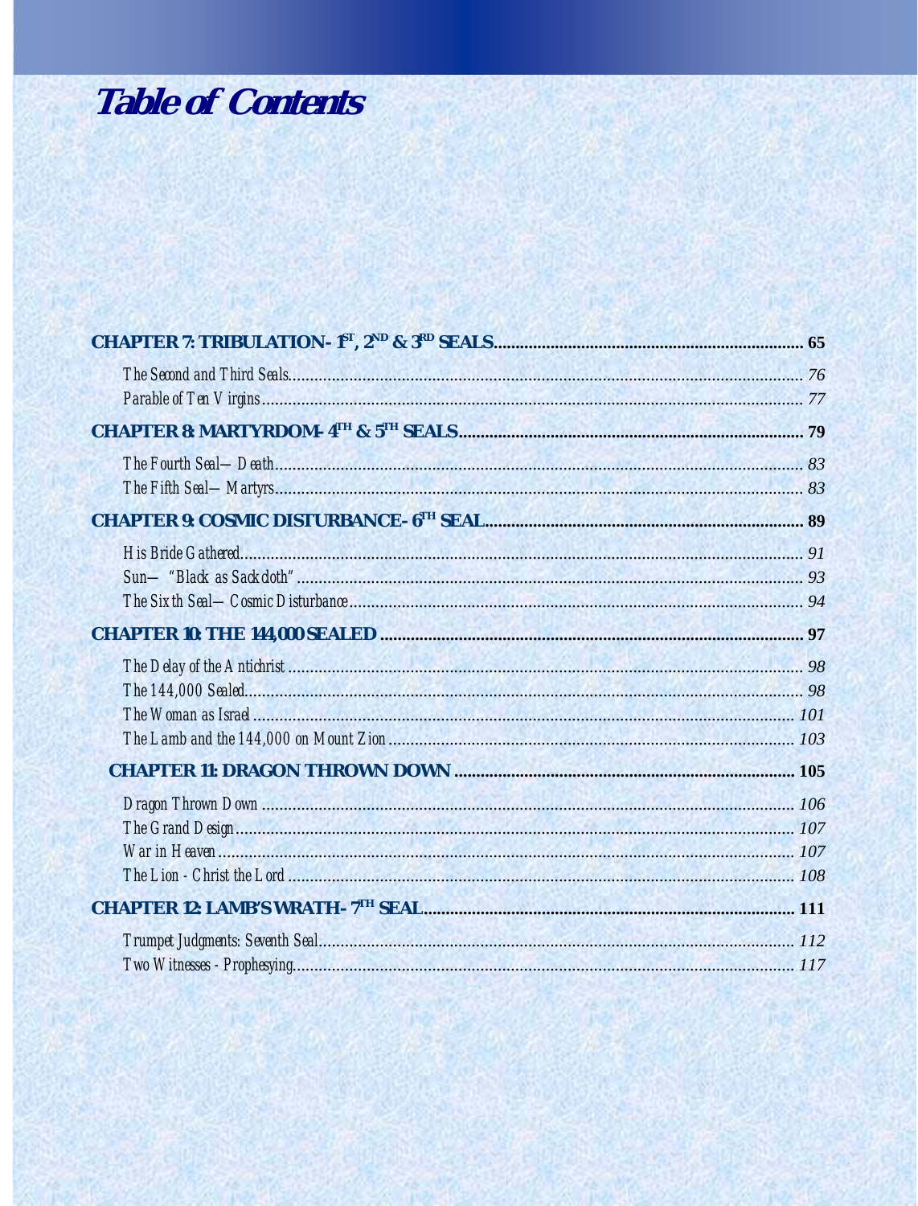# Table of Contents

**CHAPTER 7: TRIBULATION- 1ST, 2ND & 3RD SEALS** ........ 65

- *The Second and Third Seals* ........ 76
- *Parable of Ten Virgins* ........ 77

**CHAPTER 8: MARTYRDOM- 4TH & 5TH SEALS** ........ 79

- *The Fourth Seal—Death* ........ 83
- *The Fifth Seal—Martyrs* ........ 83

**CHAPTER 9: COSMIC DISTURBANCE- 6TH SEAL** ........ 89

- *His Bride Gathered* ........ 91
- *Sun—"Black as Sackcloth"* ........ 93
- *The Sixth Seal—Cosmic Disturbance* ........ 94

**CHAPTER 10: THE 144,000 SEALED** ........ 97

- *The Delay of the Antichrist* ........ 98
- *The 144,000 Sealed* ........ 98
- *The Woman as Israel* ........ 101
- *The Lamb and the 144,000 on Mount Zion* ........ 103

**CHAPTER 11: DRAGON THROWN DOWN** ........ 105

- *Dragon Thrown Down* ........ 106
- *The Grand Design* ........ 107
- *War in Heaven* ........ 107
- *The Lion - Christ the Lord* ........ 108

**CHAPTER 12: LAMB'S WRATH- 7TH SEAL** ........ 111

- *Trumpet Judgments: Seventh Seal* ........ 112
- *Two Witnesses - Prophesying* ........ 117